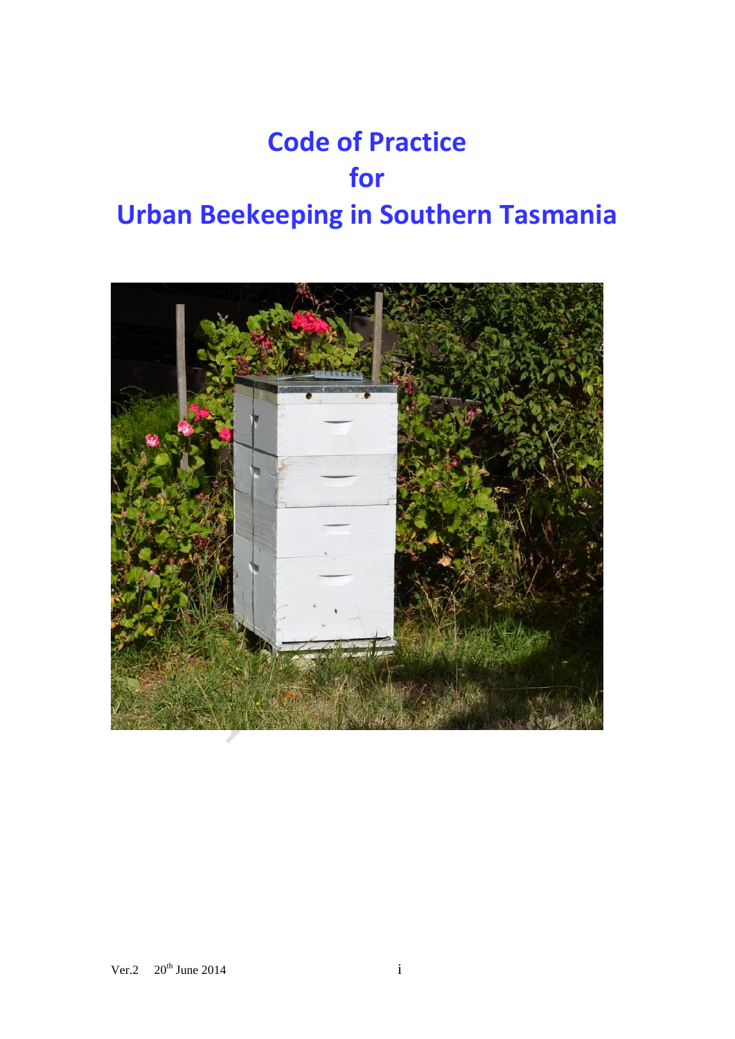# Code of Practice
# for
# Urban Beekeeping in Southern Tasmania

Ver.2 20th June 2014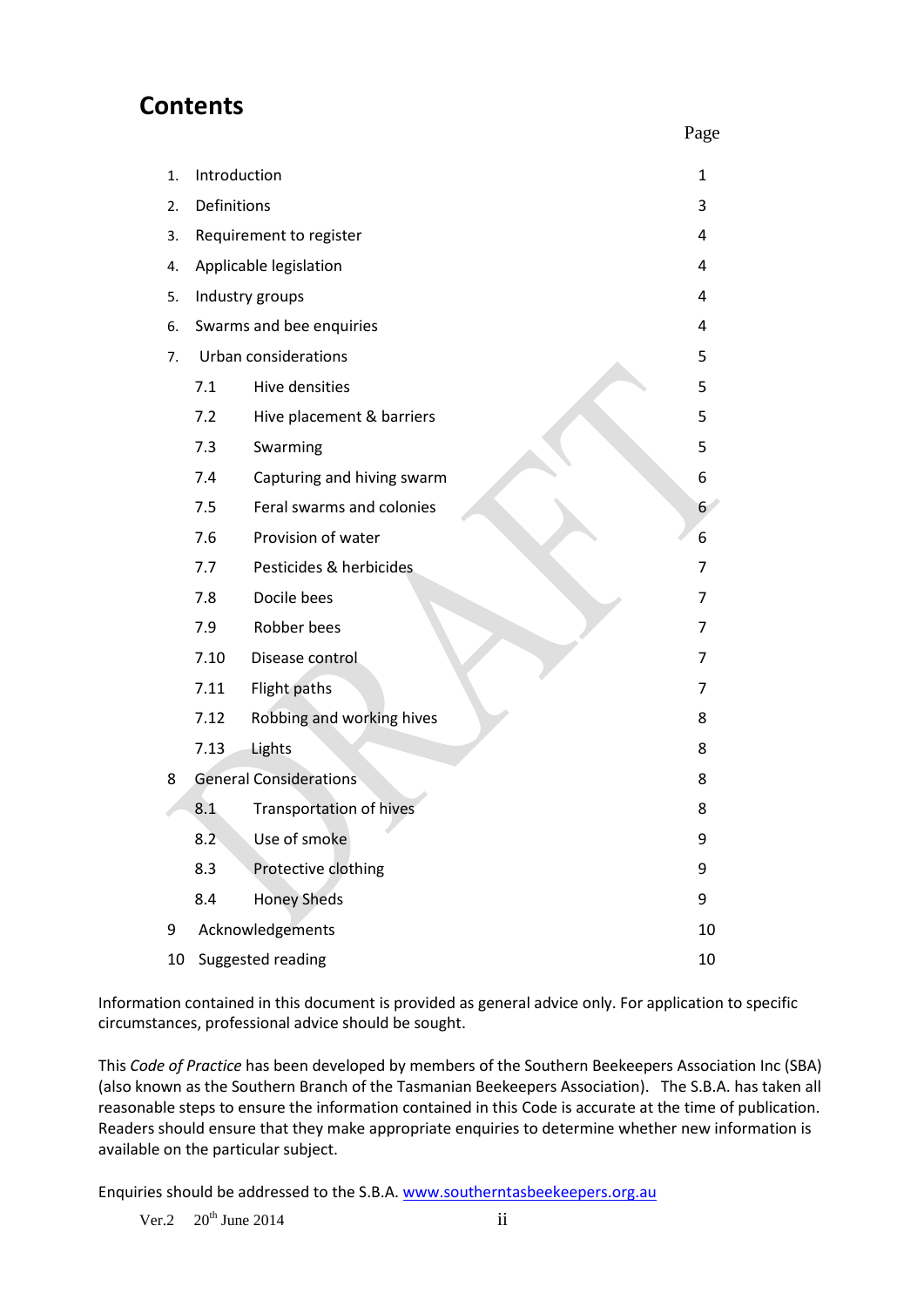# Contents

| | | Page |
|---|---|---|
| 1. | Introduction | 1 |
| 2. | Definitions | 3 |
| 3. | Requirement to register | 4 |
| 4. | Applicable legislation | 4 |
| 5. | Industry groups | 4 |
| 6. | Swarms and bee enquiries | 4 |
| 7. | Urban considerations | 5 |
| 7.1 | Hive densities | 5 |
| 7.2 | Hive placement & barriers | 5 |
| 7.3 | Swarming | 5 |
| 7.4 | Capturing and hiving swarm | 6 |
| 7.5 | Feral swarms and colonies | 6 |
| 7.6 | Provision of water | 6 |
| 7.7 | Pesticides & herbicides | 7 |
| 7.8 | Docile bees | 7 |
| 7.9 | Robber bees | 7 |
| 7.10 | Disease control | 7 |
| 7.11 | Flight paths | 7 |
| 7.12 | Robbing and working hives | 8 |
| 7.13 | Lights | 8 |
| 8 | General Considerations | 8 |
| 8.1 | Transportation of hives | 8 |
| 8.2 | Use of smoke | 9 |
| 8.3 | Protective clothing | 9 |
| 8.4 | Honey Sheds | 9 |
| 9 | Acknowledgements | 10 |
| 10 | Suggested reading | 10 |

Information contained in this document is provided as general advice only. For application to specific circumstances, professional advice should be sought.

This *Code of Practice* has been developed by members of the Southern Beekeepers Association Inc (SBA) (also known as the Southern Branch of the Tasmanian Beekeepers Association). The S.B.A. has taken all reasonable steps to ensure the information contained in this Code is accurate at the time of publication. Readers should ensure that they make appropriate enquiries to determine whether new information is available on the particular subject.

Enquiries should be addressed to the S.B.A. www.southerntasbeekeepers.org.au

Ver.2 20th June 2014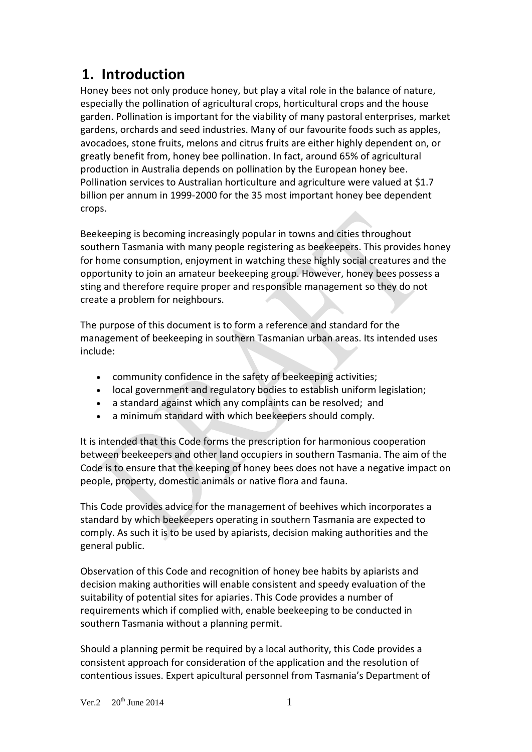# 1. Introduction

Honey bees not only produce honey, but play a vital role in the balance of nature, especially the pollination of agricultural crops, horticultural crops and the house garden. Pollination is important for the viability of many pastoral enterprises, market gardens, orchards and seed industries. Many of our favourite foods such as apples, avocadoes, stone fruits, melons and citrus fruits are either highly dependent on, or greatly benefit from, honey bee pollination. In fact, around 65% of agricultural production in Australia depends on pollination by the European honey bee. Pollination services to Australian horticulture and agriculture were valued at $1.7 billion per annum in 1999-2000 for the 35 most important honey bee dependent crops.

Beekeeping is becoming increasingly popular in towns and cities throughout southern Tasmania with many people registering as beekeepers. This provides honey for home consumption, enjoyment in watching these highly social creatures and the opportunity to join an amateur beekeeping group. However, honey bees possess a sting and therefore require proper and responsible management so they do not create a problem for neighbours.

The purpose of this document is to form a reference and standard for the management of beekeeping in southern Tasmanian urban areas. Its intended uses include:

- community confidence in the safety of beekeeping activities;
- local government and regulatory bodies to establish uniform legislation;
- a standard against which any complaints can be resolved; and
- a minimum standard with which beekeepers should comply.

It is intended that this Code forms the prescription for harmonious cooperation between beekeepers and other land occupiers in southern Tasmania. The aim of the Code is to ensure that the keeping of honey bees does not have a negative impact on people, property, domestic animals or native flora and fauna.

This Code provides advice for the management of beehives which incorporates a standard by which beekeepers operating in southern Tasmania are expected to comply. As such it is to be used by apiarists, decision making authorities and the general public.

Observation of this Code and recognition of honey bee habits by apiarists and decision making authorities will enable consistent and speedy evaluation of the suitability of potential sites for apiaries. This Code provides a number of requirements which if complied with, enable beekeeping to be conducted in southern Tasmania without a planning permit.

Should a planning permit be required by a local authority, this Code provides a consistent approach for consideration of the application and the resolution of contentious issues. Expert apicultural personnel from Tasmania's Department of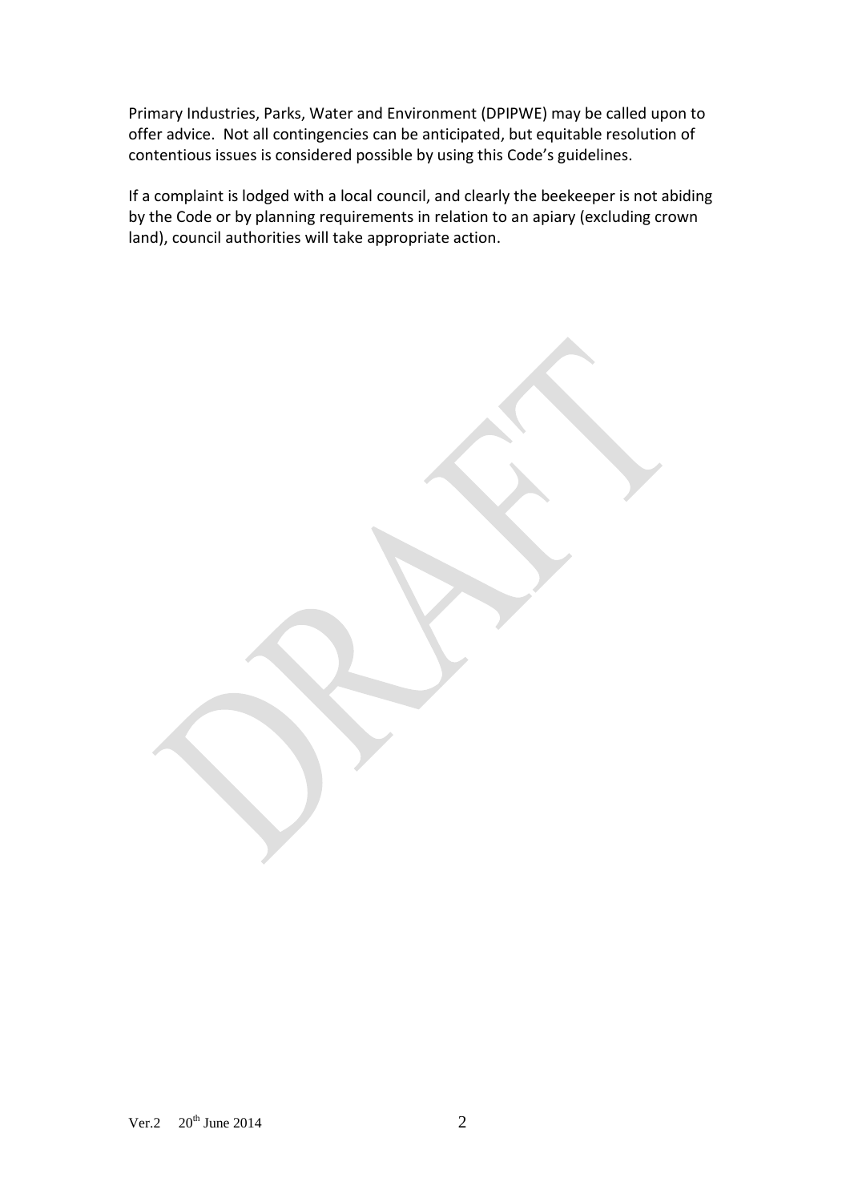Primary Industries, Parks, Water and Environment (DPIPWE) may be called upon to offer advice. Not all contingencies can be anticipated, but equitable resolution of contentious issues is considered possible by using this Code's guidelines.

If a complaint is lodged with a local council, and clearly the beekeeper is not abiding by the Code or by planning requirements in relation to an apiary (excluding crown land), council authorities will take appropriate action.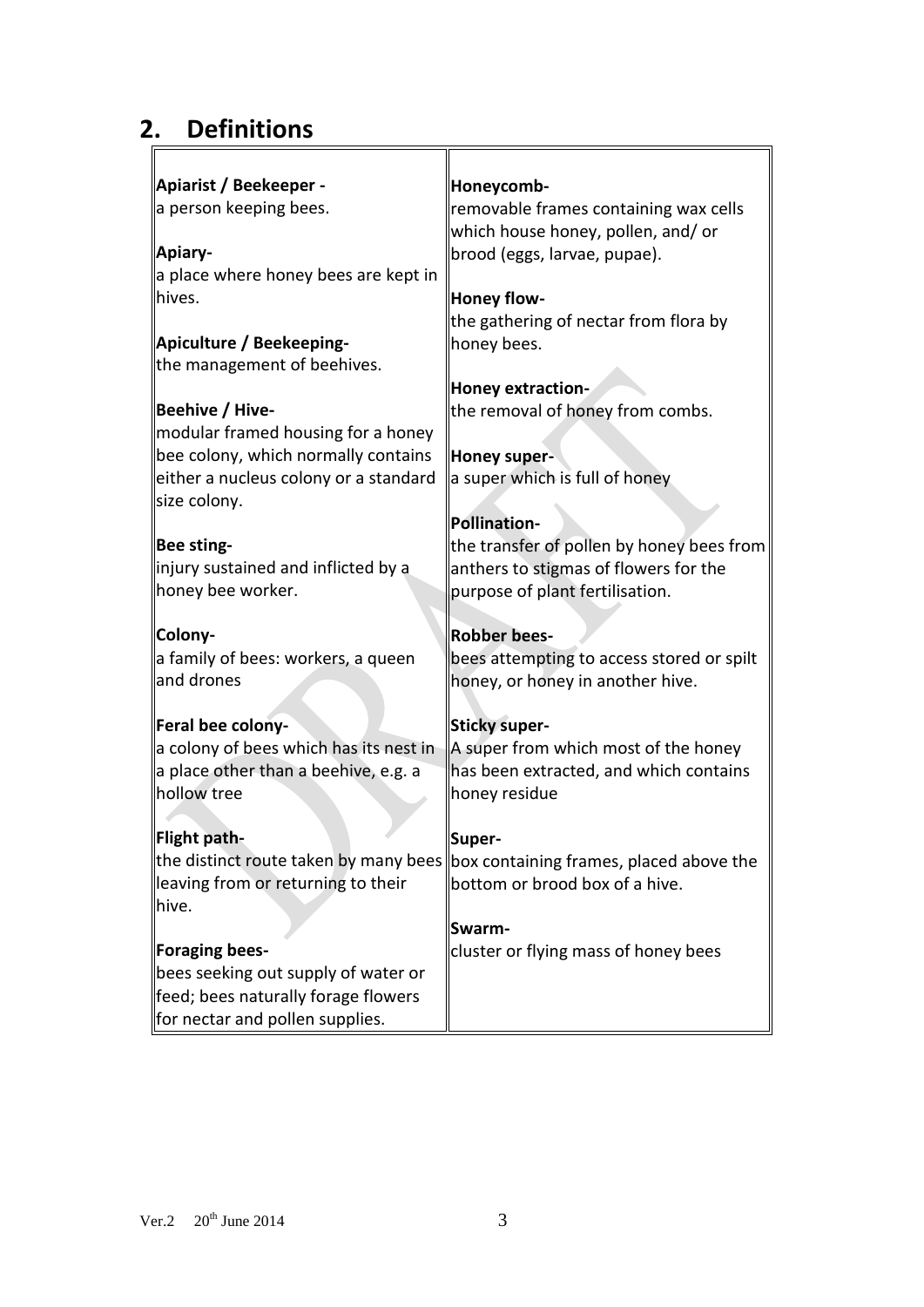## 2. Definitions

**Apiarist / Beekeeper -**
a person keeping bees.

**Apiary-**
a place where honey bees are kept in hives.

**Apiculture / Beekeeping-**
the management of beehives.

**Beehive / Hive-**
modular framed housing for a honey bee colony, which normally contains either a nucleus colony or a standard size colony.

**Bee sting-**
injury sustained and inflicted by a honey bee worker.

**Colony-**
a family of bees: workers, a queen and drones

**Feral bee colony-**
a colony of bees which has its nest in a place other than a beehive, e.g. a hollow tree

**Flight path-**
the distinct route taken by many bees leaving from or returning to their hive.

**Foraging bees-**
bees seeking out supply of water or feed; bees naturally forage flowers for nectar and pollen supplies.

**Honeycomb-**
removable frames containing wax cells which house honey, pollen, and/ or brood (eggs, larvae, pupae).

**Honey flow-**
the gathering of nectar from flora by honey bees.

**Honey extraction-**
the removal of honey from combs.

**Honey super-**
a super which is full of honey

**Pollination-**
the transfer of pollen by honey bees from anthers to stigmas of flowers for the purpose of plant fertilisation.

**Robber bees-**
bees attempting to access stored or spilt honey, or honey in another hive.

**Sticky super-**
A super from which most of the honey has been extracted, and which contains honey residue

**Super-**
box containing frames, placed above the bottom or brood box of a hive.

**Swarm-**
cluster or flying mass of honey bees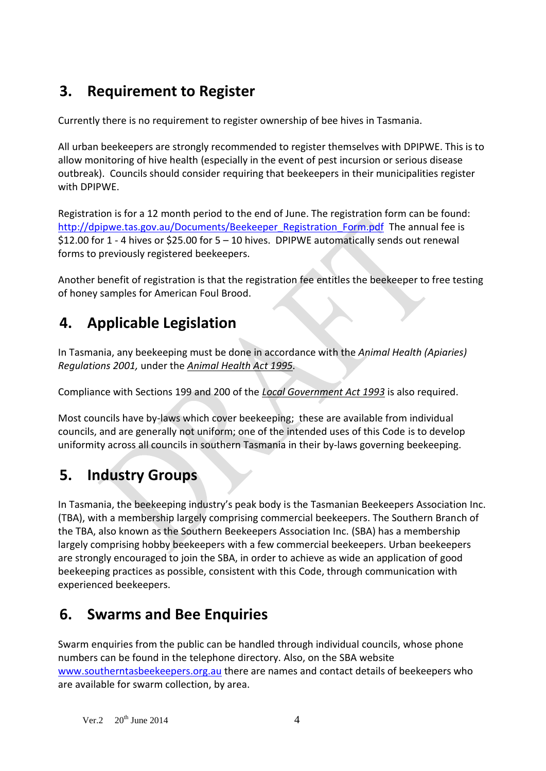## 3. Requirement to Register

Currently there is no requirement to register ownership of bee hives in Tasmania.

All urban beekeepers are strongly recommended to register themselves with DPIPWE. This is to allow monitoring of hive health (especially in the event of pest incursion or serious disease outbreak). Councils should consider requiring that beekeepers in their municipalities register with DPIPWE.

Registration is for a 12 month period to the end of June. The registration form can be found: http://dpipwe.tas.gov.au/Documents/Beekeeper_Registration_Form.pdf The annual fee is $12.00 for 1 - 4 hives or $25.00 for 5 – 10 hives. DPIPWE automatically sends out renewal forms to previously registered beekeepers.

Another benefit of registration is that the registration fee entitles the beekeeper to free testing of honey samples for American Foul Brood.

## 4. Applicable Legislation

In Tasmania, any beekeeping must be done in accordance with the *Animal Health (Apiaries) Regulations 2001,* under the *Animal Health Act 1995.*

Compliance with Sections 199 and 200 of the *Local Government Act 1993* is also required.

Most councils have by-laws which cover beekeeping; these are available from individual councils, and are generally not uniform; one of the intended uses of this Code is to develop uniformity across all councils in southern Tasmania in their by-laws governing beekeeping.

## 5. Industry Groups

In Tasmania, the beekeeping industry's peak body is the Tasmanian Beekeepers Association Inc. (TBA), with a membership largely comprising commercial beekeepers. The Southern Branch of the TBA, also known as the Southern Beekeepers Association Inc. (SBA) has a membership largely comprising hobby beekeepers with a few commercial beekeepers. Urban beekeepers are strongly encouraged to join the SBA, in order to achieve as wide an application of good beekeeping practices as possible, consistent with this Code, through communication with experienced beekeepers.

## 6. Swarms and Bee Enquiries

Swarm enquiries from the public can be handled through individual councils, whose phone numbers can be found in the telephone directory. Also, on the SBA website www.southerntasbeekeepers.org.au there are names and contact details of beekeepers who are available for swarm collection, by area.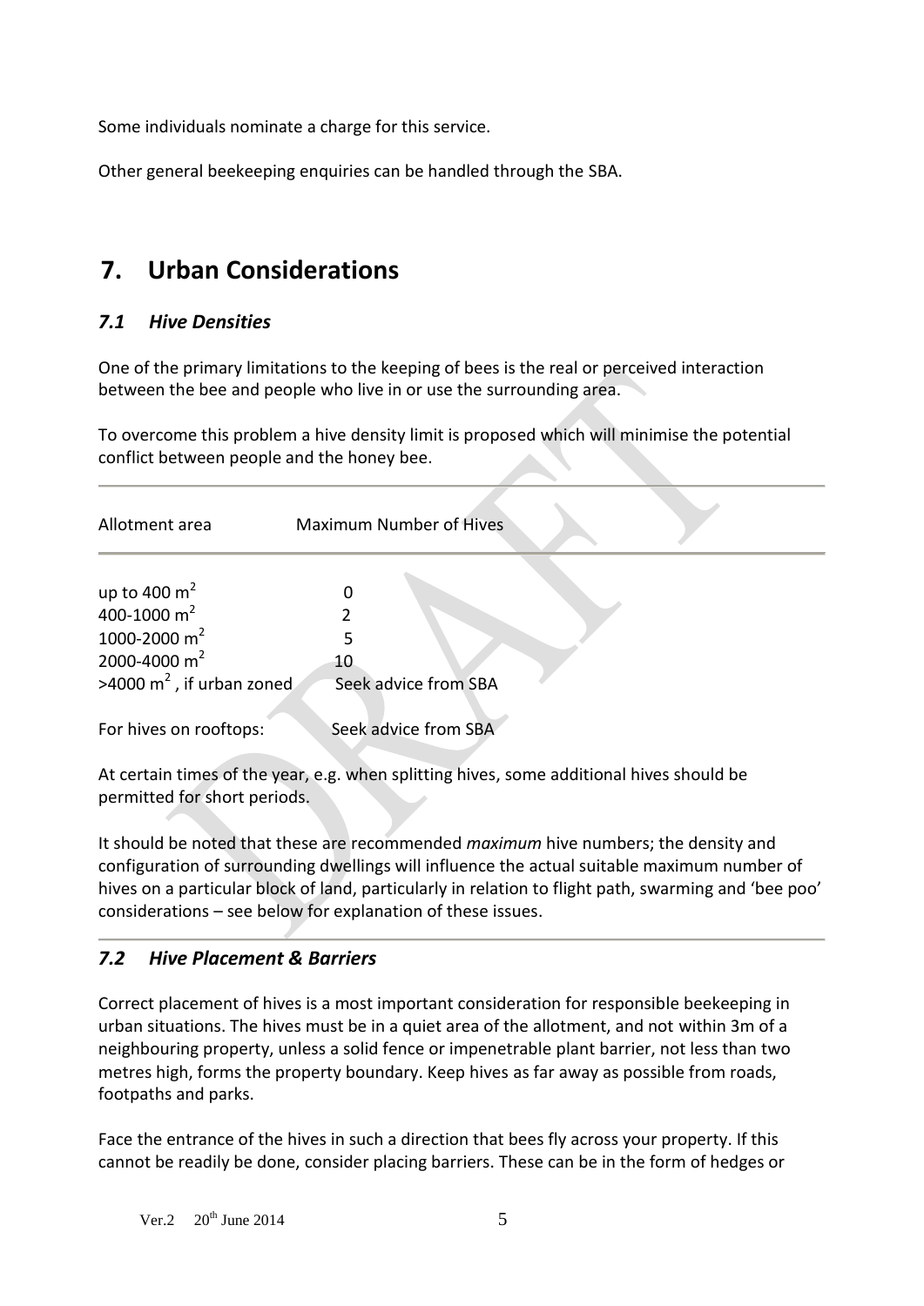Some individuals nominate a charge for this service.

Other general beekeeping enquiries can be handled through the SBA.

# 7. Urban Considerations

## *7.1 Hive Densities*

One of the primary limitations to the keeping of bees is the real or perceived interaction between the bee and people who live in or use the surrounding area.

To overcome this problem a hive density limit is proposed which will minimise the potential conflict between people and the honey bee.

| Allotment area | Maximum Number of Hives |
|---|---|
| up to 400 $m^2$ | 0 |
| 400-1000 $m^2$ | 2 |
| 1000-2000 $m^2$ | 5 |
| 2000-4000 $m^2$ | 10 |
| >4000 $m^2$ , if urban zoned | Seek advice from SBA |
| For hives on rooftops: | Seek advice from SBA |

At certain times of the year, e.g. when splitting hives, some additional hives should be permitted for short periods.

It should be noted that these are recommended *maximum* hive numbers; the density and configuration of surrounding dwellings will influence the actual suitable maximum number of hives on a particular block of land, particularly in relation to flight path, swarming and 'bee poo' considerations – see below for explanation of these issues.

## *7.2 Hive Placement & Barriers*

Correct placement of hives is a most important consideration for responsible beekeeping in urban situations. The hives must be in a quiet area of the allotment, and not within 3m of a neighbouring property, unless a solid fence or impenetrable plant barrier, not less than two metres high, forms the property boundary. Keep hives as far away as possible from roads, footpaths and parks.

Face the entrance of the hives in such a direction that bees fly across your property. If this cannot be readily be done, consider placing barriers. These can be in the form of hedges or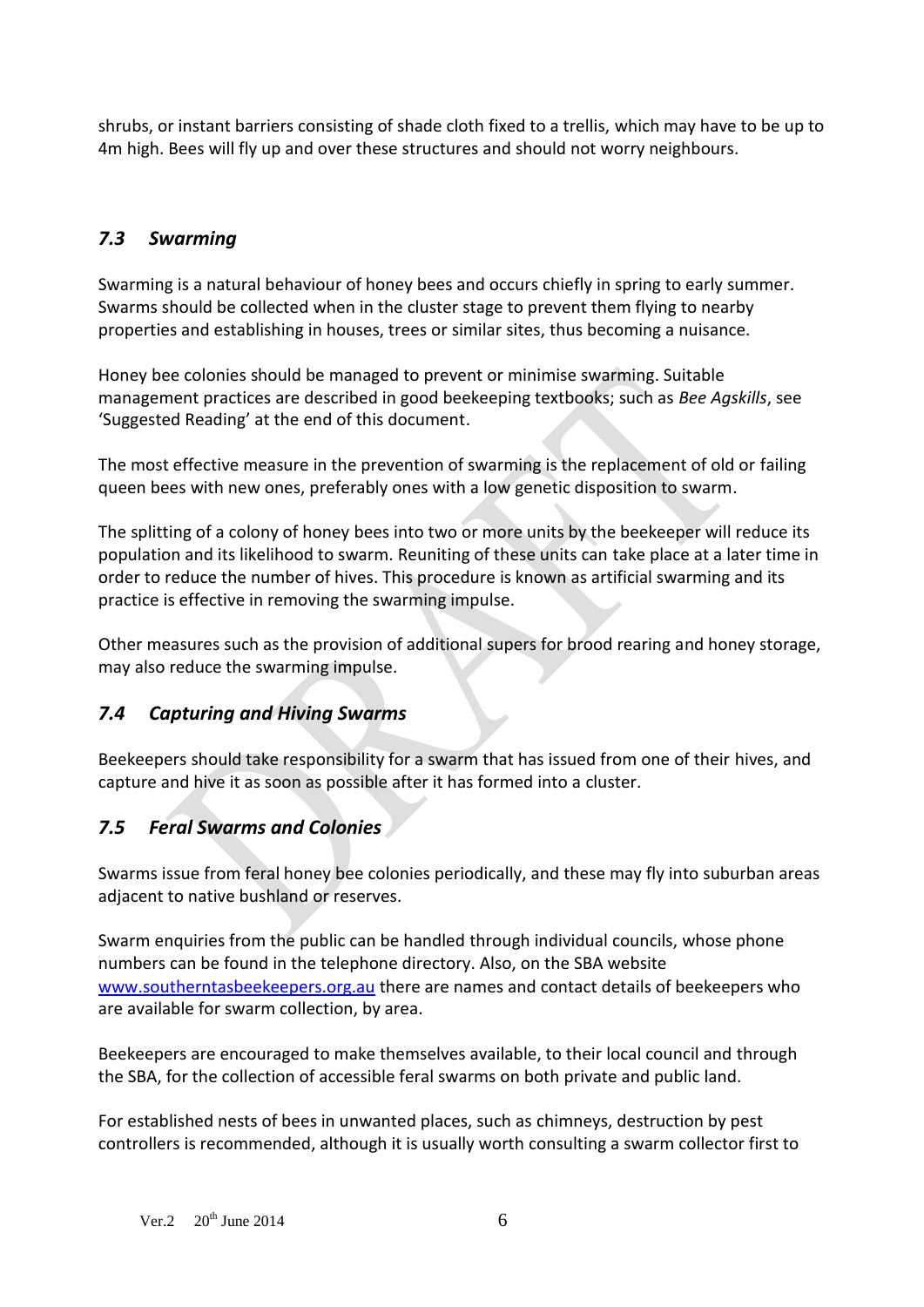shrubs, or instant barriers consisting of shade cloth fixed to a trellis, which may have to be up to 4m high. Bees will fly up and over these structures and should not worry neighbours.

### *7.3 Swarming*

Swarming is a natural behaviour of honey bees and occurs chiefly in spring to early summer. Swarms should be collected when in the cluster stage to prevent them flying to nearby properties and establishing in houses, trees or similar sites, thus becoming a nuisance.

Honey bee colonies should be managed to prevent or minimise swarming. Suitable management practices are described in good beekeeping textbooks; such as *Bee Agskills*, see 'Suggested Reading' at the end of this document.

The most effective measure in the prevention of swarming is the replacement of old or failing queen bees with new ones, preferably ones with a low genetic disposition to swarm.

The splitting of a colony of honey bees into two or more units by the beekeeper will reduce its population and its likelihood to swarm. Reuniting of these units can take place at a later time in order to reduce the number of hives. This procedure is known as artificial swarming and its practice is effective in removing the swarming impulse.

Other measures such as the provision of additional supers for brood rearing and honey storage, may also reduce the swarming impulse.

### *7.4 Capturing and Hiving Swarms*

Beekeepers should take responsibility for a swarm that has issued from one of their hives, and capture and hive it as soon as possible after it has formed into a cluster.

### *7.5 Feral Swarms and Colonies*

Swarms issue from feral honey bee colonies periodically, and these may fly into suburban areas adjacent to native bushland or reserves.

Swarm enquiries from the public can be handled through individual councils, whose phone numbers can be found in the telephone directory. Also, on the SBA website www.southerntasbeekeepers.org.au there are names and contact details of beekeepers who are available for swarm collection, by area.

Beekeepers are encouraged to make themselves available, to their local council and through the SBA, for the collection of accessible feral swarms on both private and public land.

For established nests of bees in unwanted places, such as chimneys, destruction by pest controllers is recommended, although it is usually worth consulting a swarm collector first to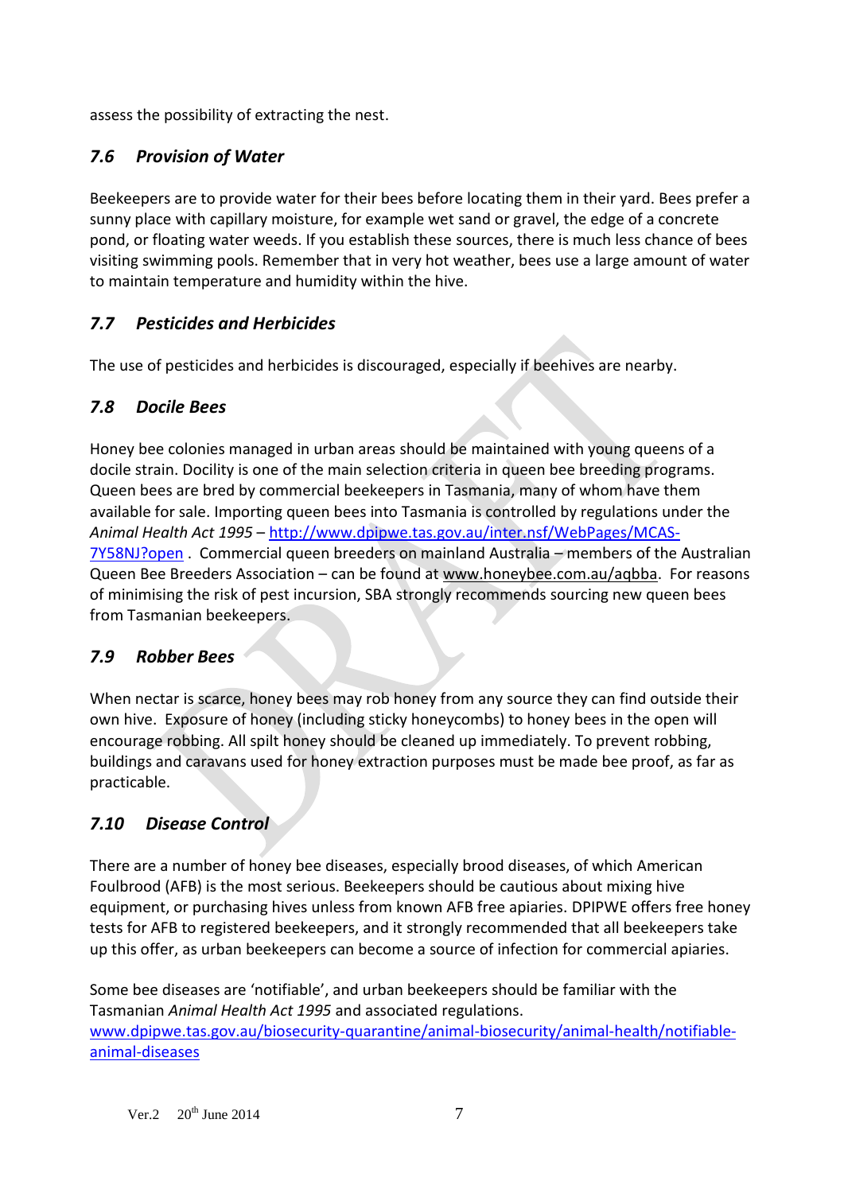assess the possibility of extracting the nest.

### *7.6 Provision of Water*

Beekeepers are to provide water for their bees before locating them in their yard. Bees prefer a sunny place with capillary moisture, for example wet sand or gravel, the edge of a concrete pond, or floating water weeds. If you establish these sources, there is much less chance of bees visiting swimming pools. Remember that in very hot weather, bees use a large amount of water to maintain temperature and humidity within the hive.

### *7.7 Pesticides and Herbicides*

The use of pesticides and herbicides is discouraged, especially if beehives are nearby.

### *7.8 Docile Bees*

Honey bee colonies managed in urban areas should be maintained with young queens of a docile strain. Docility is one of the main selection criteria in queen bee breeding programs. Queen bees are bred by commercial beekeepers in Tasmania, many of whom have them available for sale. Importing queen bees into Tasmania is controlled by regulations under the *Animal Health Act 1995* – [http://www.dpipwe.tas.gov.au/inter.nsf/WebPages/MCAS-7Y58NJ?open](http://www.dpipwe.tas.gov.au/inter.nsf/WebPages/MCAS-7Y58NJ?open) . Commercial queen breeders on mainland Australia – members of the Australian Queen Bee Breeders Association – can be found at www.honeybee.com.au/aqbba. For reasons of minimising the risk of pest incursion, SBA strongly recommends sourcing new queen bees from Tasmanian beekeepers.

### *7.9 Robber Bees*

When nectar is scarce, honey bees may rob honey from any source they can find outside their own hive. Exposure of honey (including sticky honeycombs) to honey bees in the open will encourage robbing. All spilt honey should be cleaned up immediately. To prevent robbing, buildings and caravans used for honey extraction purposes must be made bee proof, as far as practicable.

### *7.10 Disease Control*

There are a number of honey bee diseases, especially brood diseases, of which American Foulbrood (AFB) is the most serious. Beekeepers should be cautious about mixing hive equipment, or purchasing hives unless from known AFB free apiaries. DPIPWE offers free honey tests for AFB to registered beekeepers, and it strongly recommended that all beekeepers take up this offer, as urban beekeepers can become a source of infection for commercial apiaries.

Some bee diseases are 'notifiable', and urban beekeepers should be familiar with the Tasmanian *Animal Health Act 1995* and associated regulations. [www.dpipwe.tas.gov.au/biosecurity-quarantine/animal-biosecurity/animal-health/notifiable-animal-diseases](www.dpipwe.tas.gov.au/biosecurity-quarantine/animal-biosecurity/animal-health/notifiable-animal-diseases)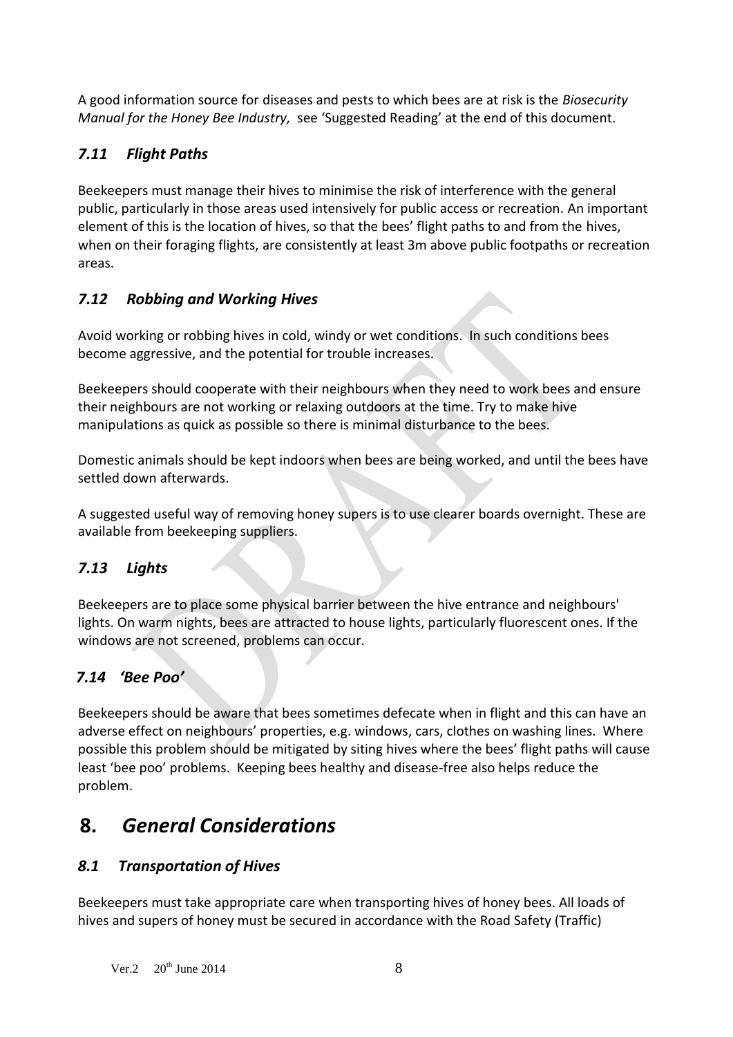A good information source for diseases and pests to which bees are at risk is the *Biosecurity Manual for the Honey Bee Industry,* see 'Suggested Reading' at the end of this document.

### *7.11 Flight Paths*

Beekeepers must manage their hives to minimise the risk of interference with the general public, particularly in those areas used intensively for public access or recreation. An important element of this is the location of hives, so that the bees' flight paths to and from the hives, when on their foraging flights, are consistently at least 3m above public footpaths or recreation areas.

### *7.12 Robbing and Working Hives*

Avoid working or robbing hives in cold, windy or wet conditions. In such conditions bees become aggressive, and the potential for trouble increases.

Beekeepers should cooperate with their neighbours when they need to work bees and ensure their neighbours are not working or relaxing outdoors at the time. Try to make hive manipulations as quick as possible so there is minimal disturbance to the bees.

Domestic animals should be kept indoors when bees are being worked, and until the bees have settled down afterwards.

A suggested useful way of removing honey supers is to use clearer boards overnight. These are available from beekeeping suppliers.

### *7.13 Lights*

Beekeepers are to place some physical barrier between the hive entrance and neighbours' lights. On warm nights, bees are attracted to house lights, particularly fluorescent ones. If the windows are not screened, problems can occur.

### *7.14 'Bee Poo'*

Beekeepers should be aware that bees sometimes defecate when in flight and this can have an adverse effect on neighbours' properties, e.g. windows, cars, clothes on washing lines. Where possible this problem should be mitigated by siting hives where the bees' flight paths will cause least 'bee poo' problems. Keeping bees healthy and disease-free also helps reduce the problem.

## 8. *General Considerations*

### *8.1 Transportation of Hives*

Beekeepers must take appropriate care when transporting hives of honey bees. All loads of hives and supers of honey must be secured in accordance with the Road Safety (Traffic)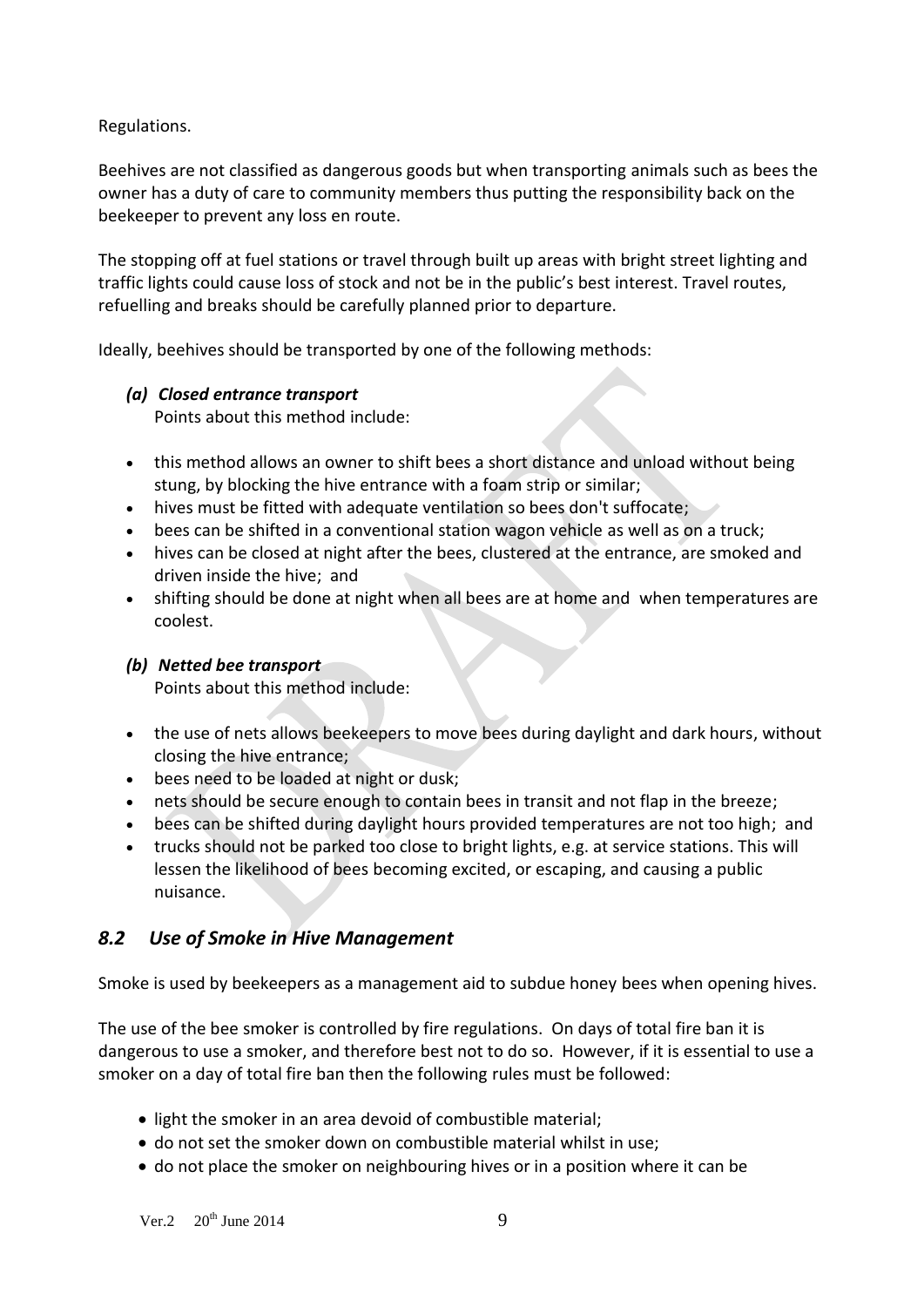Regulations.

Beehives are not classified as dangerous goods but when transporting animals such as bees the owner has a duty of care to community members thus putting the responsibility back on the beekeeper to prevent any loss en route.

The stopping off at fuel stations or travel through built up areas with bright street lighting and traffic lights could cause loss of stock and not be in the public's best interest. Travel routes, refuelling and breaks should be carefully planned prior to departure.

Ideally, beehives should be transported by one of the following methods:

***(a) Closed entrance transport***
Points about this method include:

- this method allows an owner to shift bees a short distance and unload without being stung, by blocking the hive entrance with a foam strip or similar;
- hives must be fitted with adequate ventilation so bees don't suffocate;
- bees can be shifted in a conventional station wagon vehicle as well as on a truck;
- hives can be closed at night after the bees, clustered at the entrance, are smoked and driven inside the hive; and
- shifting should be done at night when all bees are at home and when temperatures are coolest.

***(b) Netted bee transport***
Points about this method include:

- the use of nets allows beekeepers to move bees during daylight and dark hours, without closing the hive entrance;
- bees need to be loaded at night or dusk;
- nets should be secure enough to contain bees in transit and not flap in the breeze;
- bees can be shifted during daylight hours provided temperatures are not too high; and
- trucks should not be parked too close to bright lights, e.g. at service stations. This will lessen the likelihood of bees becoming excited, or escaping, and causing a public nuisance.

## *8.2 Use of Smoke in Hive Management*

Smoke is used by beekeepers as a management aid to subdue honey bees when opening hives.

The use of the bee smoker is controlled by fire regulations. On days of total fire ban it is dangerous to use a smoker, and therefore best not to do so. However, if it is essential to use a smoker on a day of total fire ban then the following rules must be followed:

- light the smoker in an area devoid of combustible material;
- do not set the smoker down on combustible material whilst in use;
- do not place the smoker on neighbouring hives or in a position where it can be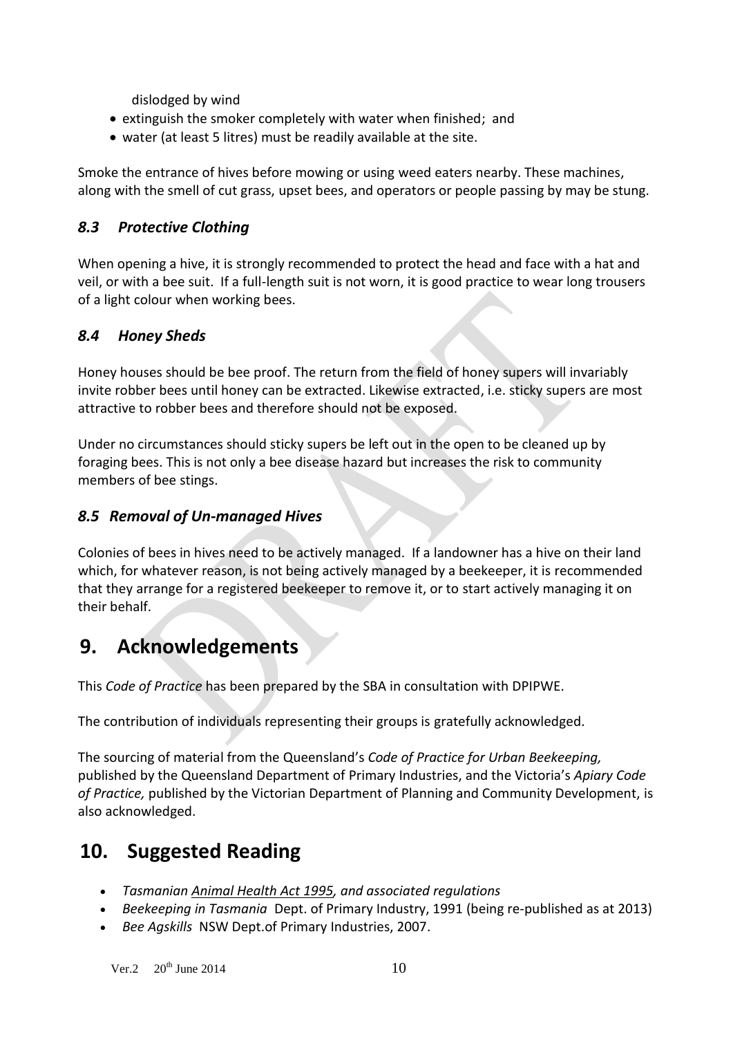dislodged by wind

- extinguish the smoker completely with water when finished; and
- water (at least 5 litres) must be readily available at the site.

Smoke the entrance of hives before mowing or using weed eaters nearby. These machines, along with the smell of cut grass, upset bees, and operators or people passing by may be stung.

### *8.3 Protective Clothing*

When opening a hive, it is strongly recommended to protect the head and face with a hat and veil, or with a bee suit. If a full-length suit is not worn, it is good practice to wear long trousers of a light colour when working bees.

### *8.4 Honey Sheds*

Honey houses should be bee proof. The return from the field of honey supers will invariably invite robber bees until honey can be extracted. Likewise extracted, i.e. sticky supers are most attractive to robber bees and therefore should not be exposed.

Under no circumstances should sticky supers be left out in the open to be cleaned up by foraging bees. This is not only a bee disease hazard but increases the risk to community members of bee stings.

### *8.5 Removal of Un-managed Hives*

Colonies of bees in hives need to be actively managed. If a landowner has a hive on their land which, for whatever reason, is not being actively managed by a beekeeper, it is recommended that they arrange for a registered beekeeper to remove it, or to start actively managing it on their behalf.

## 9. Acknowledgements

This *Code of Practice* has been prepared by the SBA in consultation with DPIPWE.

The contribution of individuals representing their groups is gratefully acknowledged.

The sourcing of material from the Queensland's *Code of Practice for Urban Beekeeping,* published by the Queensland Department of Primary Industries, and the Victoria's *Apiary Code of Practice,* published by the Victorian Department of Planning and Community Development, is also acknowledged.

## 10. Suggested Reading

- *Tasmanian Animal Health Act 1995, and associated regulations*
- *Beekeeping in Tasmania* Dept. of Primary Industry, 1991 (being re-published as at 2013)
- *Bee Agskills* NSW Dept.of Primary Industries, 2007.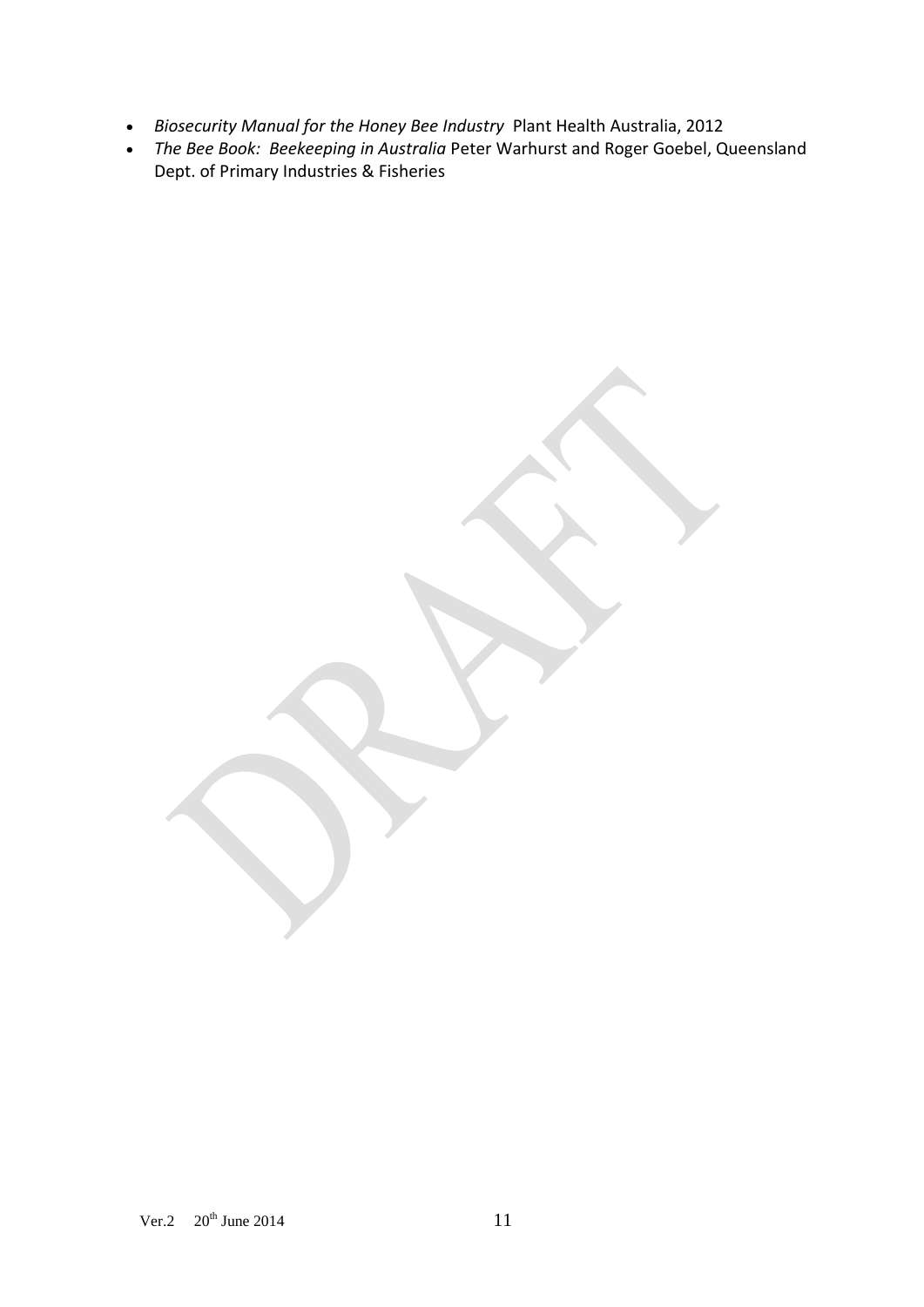- *Biosecurity Manual for the Honey Bee Industry* Plant Health Australia, 2012
- *The Bee Book: Beekeeping in Australia* Peter Warhurst and Roger Goebel, Queensland Dept. of Primary Industries & Fisheries